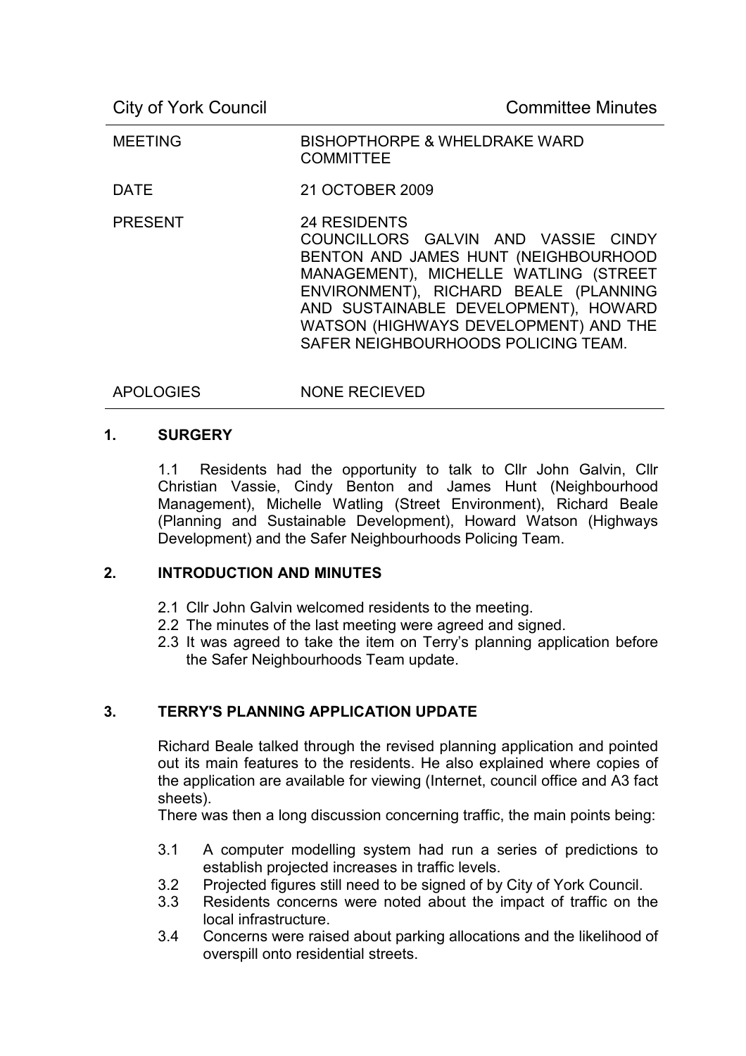City of York Council — Committee Minutes

| | |
|---|---|
| MEETING | BISHOPTHORPE & WHELDRAKE WARD COMMITTEE |
| DATE | 21 OCTOBER 2009 |
| PRESENT | 24 RESIDENTS<br>COUNCILLORS GALVIN AND VASSIE CINDY BENTON AND JAMES HUNT (NEIGHBOURHOOD MANAGEMENT), MICHELLE WATLING (STREET ENVIRONMENT), RICHARD BEALE (PLANNING AND SUSTAINABLE DEVELOPMENT), HOWARD WATSON (HIGHWAYS DEVELOPMENT) AND THE SAFER NEIGHBOURHOODS POLICING TEAM. |
| APOLOGIES | NONE RECIEVED |

## 1. SURGERY

1.1 Residents had the opportunity to talk to Cllr John Galvin, Cllr Christian Vassie, Cindy Benton and James Hunt (Neighbourhood Management), Michelle Watling (Street Environment), Richard Beale (Planning and Sustainable Development), Howard Watson (Highways Development) and the Safer Neighbourhoods Policing Team.

## 2. INTRODUCTION AND MINUTES

2.1 Cllr John Galvin welcomed residents to the meeting.
2.2 The minutes of the last meeting were agreed and signed.
2.3 It was agreed to take the item on Terry's planning application before the Safer Neighbourhoods Team update.

## 3. TERRY'S PLANNING APPLICATION UPDATE

Richard Beale talked through the revised planning application and pointed out its main features to the residents. He also explained where copies of the application are available for viewing (Internet, council office and A3 fact sheets).

There was then a long discussion concerning traffic, the main points being:

3.1 A computer modelling system had run a series of predictions to establish projected increases in traffic levels.
3.2 Projected figures still need to be signed of by City of York Council.
3.3 Residents concerns were noted about the impact of traffic on the local infrastructure.
3.4 Concerns were raised about parking allocations and the likelihood of overspill onto residential streets.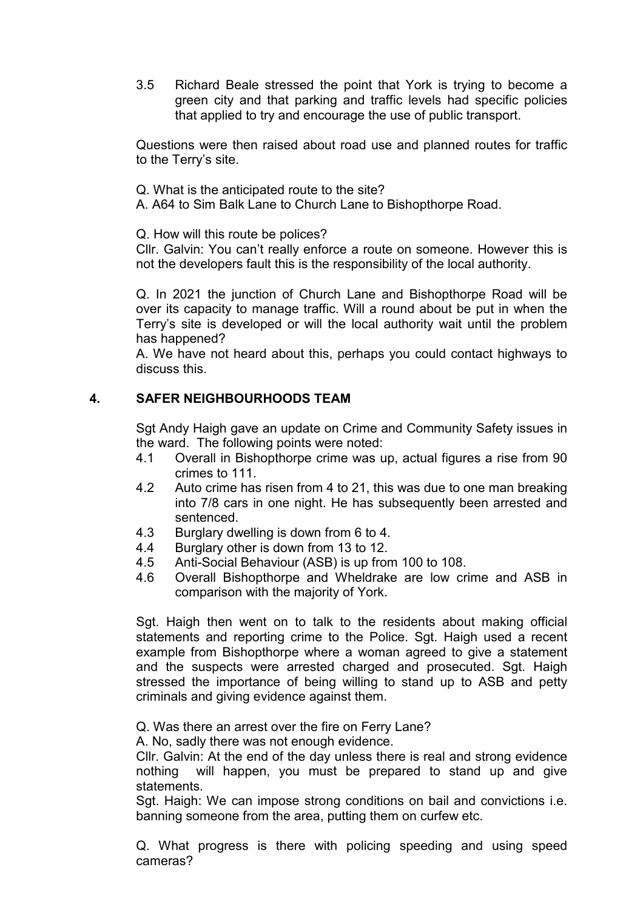3.5 Richard Beale stressed the point that York is trying to become a green city and that parking and traffic levels had specific policies that applied to try and encourage the use of public transport.

Questions were then raised about road use and planned routes for traffic to the Terry's site.

Q. What is the anticipated route to the site?
A. A64 to Sim Balk Lane to Church Lane to Bishopthorpe Road.

Q. How will this route be polices?
Cllr. Galvin: You can't really enforce a route on someone. However this is not the developers fault this is the responsibility of the local authority.

Q. In 2021 the junction of Church Lane and Bishopthorpe Road will be over its capacity to manage traffic. Will a round about be put in when the Terry's site is developed or will the local authority wait until the problem has happened?
A. We have not heard about this, perhaps you could contact highways to discuss this.

## 4. SAFER NEIGHBOURHOODS TEAM

Sgt Andy Haigh gave an update on Crime and Community Safety issues in the ward. The following points were noted:

4.1 Overall in Bishopthorpe crime was up, actual figures a rise from 90 crimes to 111.
4.2 Auto crime has risen from 4 to 21, this was due to one man breaking into 7/8 cars in one night. He has subsequently been arrested and sentenced.
4.3 Burglary dwelling is down from 6 to 4.
4.4 Burglary other is down from 13 to 12.
4.5 Anti-Social Behaviour (ASB) is up from 100 to 108.
4.6 Overall Bishopthorpe and Wheldrake are low crime and ASB in comparison with the majority of York.

Sgt. Haigh then went on to talk to the residents about making official statements and reporting crime to the Police. Sgt. Haigh used a recent example from Bishopthorpe where a woman agreed to give a statement and the suspects were arrested charged and prosecuted. Sgt. Haigh stressed the importance of being willing to stand up to ASB and petty criminals and giving evidence against them.

Q. Was there an arrest over the fire on Ferry Lane?
A. No, sadly there was not enough evidence.
Cllr. Galvin: At the end of the day unless there is real and strong evidence nothing will happen, you must be prepared to stand up and give statements.
Sgt. Haigh: We can impose strong conditions on bail and convictions i.e. banning someone from the area, putting them on curfew etc.

Q. What progress is there with policing speeding and using speed cameras?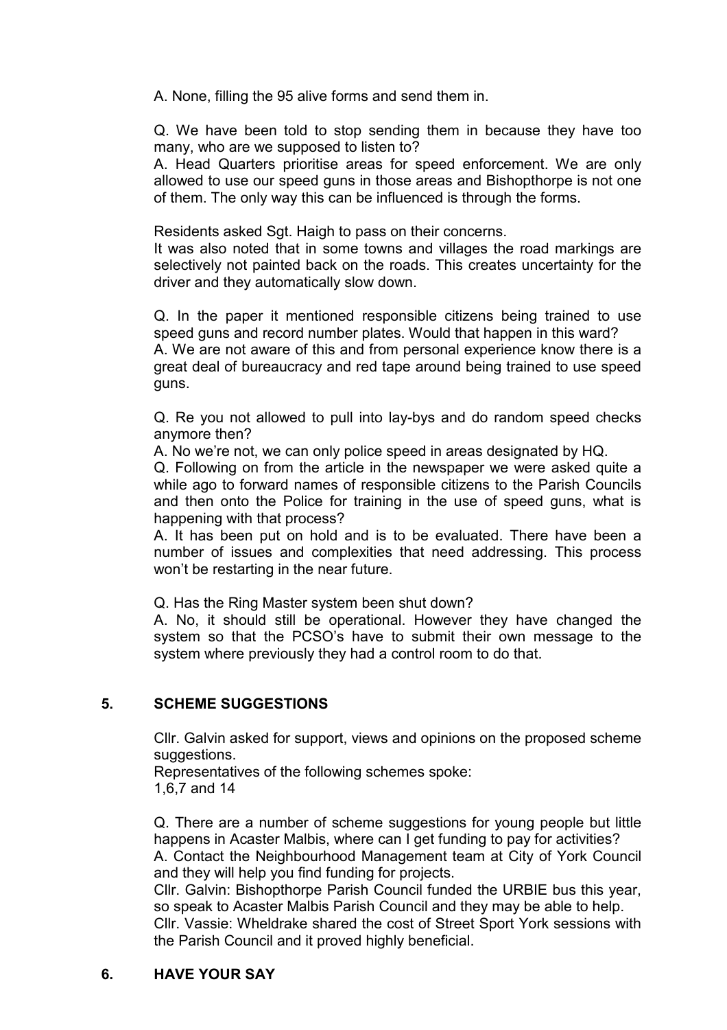A. None, filling the 95 alive forms and send them in.

Q. We have been told to stop sending them in because they have too many, who are we supposed to listen to?
A. Head Quarters prioritise areas for speed enforcement. We are only allowed to use our speed guns in those areas and Bishopthorpe is not one of them. The only way this can be influenced is through the forms.

Residents asked Sgt. Haigh to pass on their concerns.
It was also noted that in some towns and villages the road markings are selectively not painted back on the roads. This creates uncertainty for the driver and they automatically slow down.

Q. In the paper it mentioned responsible citizens being trained to use speed guns and record number plates. Would that happen in this ward?
A. We are not aware of this and from personal experience know there is a great deal of bureaucracy and red tape around being trained to use speed guns.

Q. Re you not allowed to pull into lay-bys and do random speed checks anymore then?
A. No we're not, we can only police speed in areas designated by HQ.
Q. Following on from the article in the newspaper we were asked quite a while ago to forward names of responsible citizens to the Parish Councils and then onto the Police for training in the use of speed guns, what is happening with that process?
A. It has been put on hold and is to be evaluated. There have been a number of issues and complexities that need addressing. This process won't be restarting in the near future.

Q. Has the Ring Master system been shut down?
A. No, it should still be operational. However they have changed the system so that the PCSO's have to submit their own message to the system where previously they had a control room to do that.

## 5. SCHEME SUGGESTIONS

Cllr. Galvin asked for support, views and opinions on the proposed scheme suggestions.
Representatives of the following schemes spoke:
1,6,7 and 14

Q. There are a number of scheme suggestions for young people but little happens in Acaster Malbis, where can I get funding to pay for activities?
A. Contact the Neighbourhood Management team at City of York Council and they will help you find funding for projects.
Cllr. Galvin: Bishopthorpe Parish Council funded the URBIE bus this year, so speak to Acaster Malbis Parish Council and they may be able to help.
Cllr. Vassie: Wheldrake shared the cost of Street Sport York sessions with the Parish Council and it proved highly beneficial.

## 6. HAVE YOUR SAY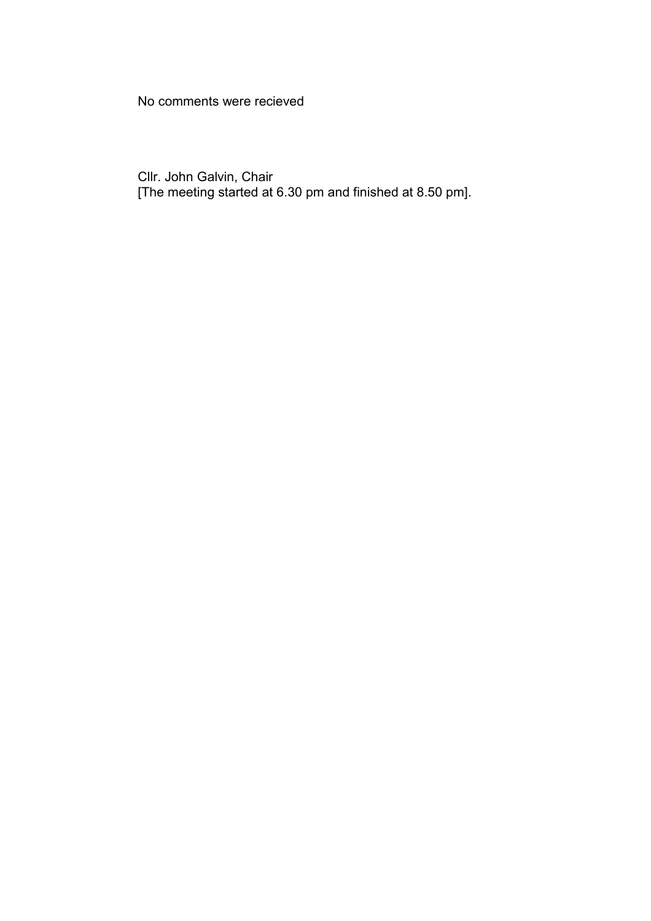No comments were recieved

Cllr. John Galvin, Chair
[The meeting started at 6.30 pm and finished at 8.50 pm].